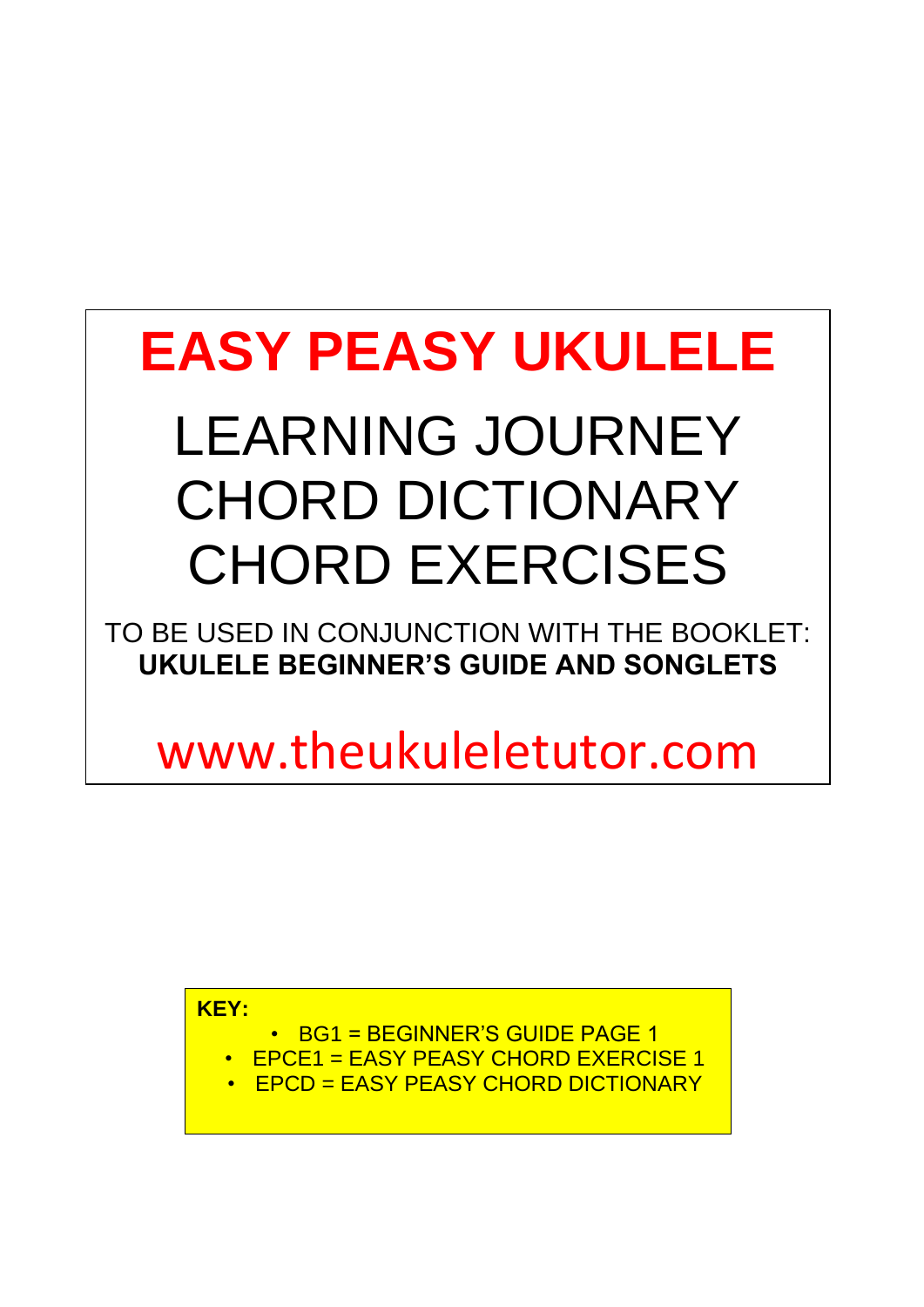# EASY PEASY UKULELE

## LEARNING JOURNEY
## CHORD DICTIONARY
## CHORD EXERCISES

TO BE USED IN CONJUNCTION WITH THE BOOKLET:
**UKULELE BEGINNER'S GUIDE AND SONGLETS**

www.theukuleletutor.com

**KEY:**

- BG1 = BEGINNER'S GUIDE PAGE 1
- EPCE1 = EASY PEASY CHORD EXERCISE 1
- EPCD = EASY PEASY CHORD DICTIONARY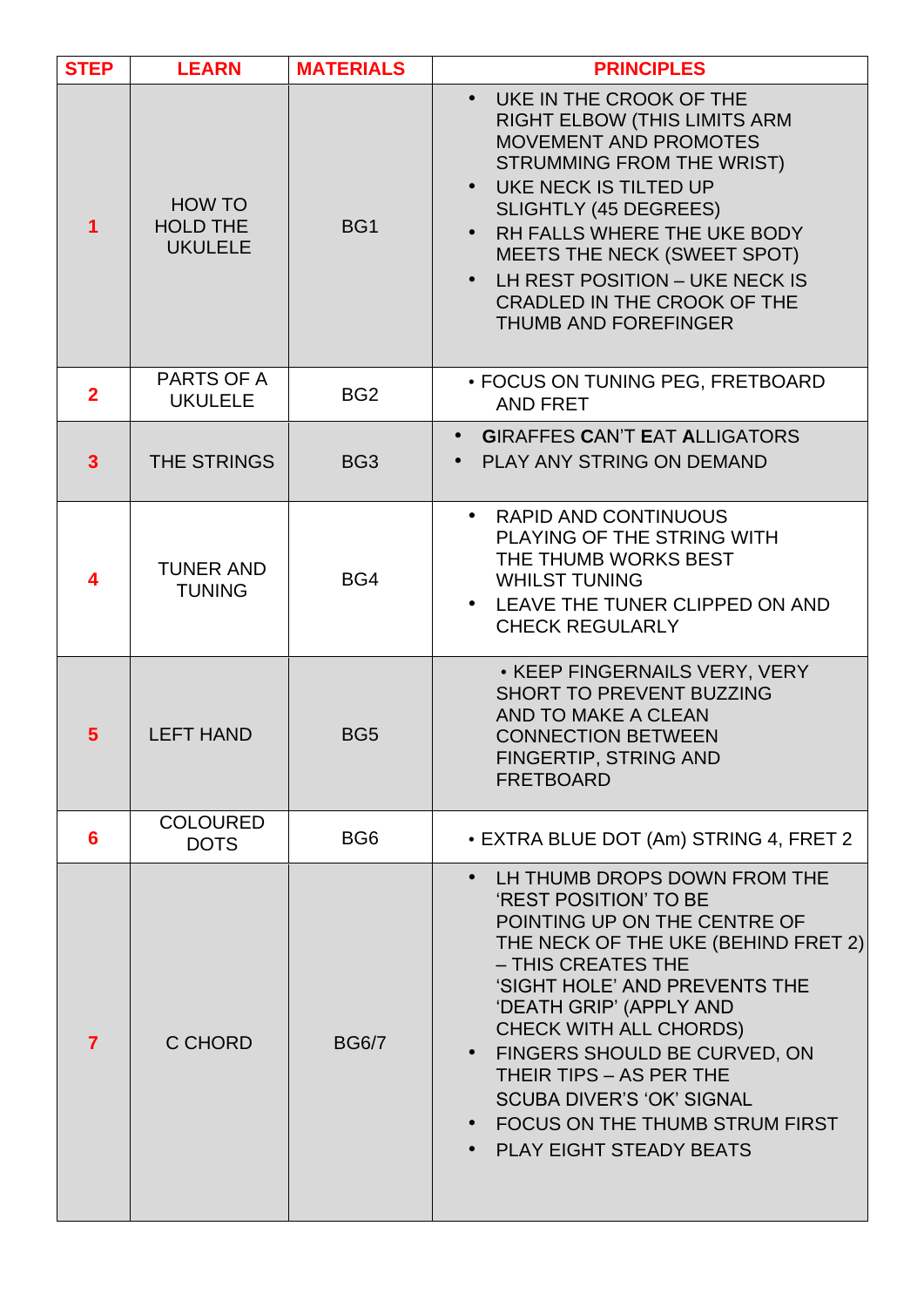| STEP | LEARN | MATERIALS | PRINCIPLES |
|---|---|---|---|
| 1 | HOW TO HOLD THE UKULELE | BG1 | • UKE IN THE CROOK OF THE RIGHT ELBOW (THIS LIMITS ARM MOVEMENT AND PROMOTES STRUMMING FROM THE WRIST)<br>• UKE NECK IS TILTED UP SLIGHTLY (45 DEGREES)<br>• RH FALLS WHERE THE UKE BODY MEETS THE NECK (SWEET SPOT)<br>• LH REST POSITION – UKE NECK IS CRADLED IN THE CROOK OF THE THUMB AND FOREFINGER |
| 2 | PARTS OF A UKULELE | BG2 | • FOCUS ON TUNING PEG, FRETBOARD AND FRET |
| 3 | THE STRINGS | BG3 | • **G**IRAFFES **C**AN'T **E**AT **A**LLIGATORS<br>• PLAY ANY STRING ON DEMAND |
| 4 | TUNER AND TUNING | BG4 | • RAPID AND CONTINUOUS PLAYING OF THE STRING WITH THE THUMB WORKS BEST WHILST TUNING<br>• LEAVE THE TUNER CLIPPED ON AND CHECK REGULARLY |
| 5 | LEFT HAND | BG5 | • KEEP FINGERNAILS VERY, VERY SHORT TO PREVENT BUZZING AND TO MAKE A CLEAN CONNECTION BETWEEN FINGERTIP, STRING AND FRETBOARD |
| 6 | COLOURED DOTS | BG6 | • EXTRA BLUE DOT (Am) STRING 4, FRET 2 |
| 7 | C CHORD | BG6/7 | • LH THUMB DROPS DOWN FROM THE 'REST POSITION' TO BE POINTING UP ON THE CENTRE OF THE NECK OF THE UKE (BEHIND FRET 2) – THIS CREATES THE 'SIGHT HOLE' AND PREVENTS THE 'DEATH GRIP' (APPLY AND CHECK WITH ALL CHORDS)<br>• FINGERS SHOULD BE CURVED, ON THEIR TIPS – AS PER THE SCUBA DIVER'S 'OK' SIGNAL<br>• FOCUS ON THE THUMB STRUM FIRST<br>• PLAY EIGHT STEADY BEATS |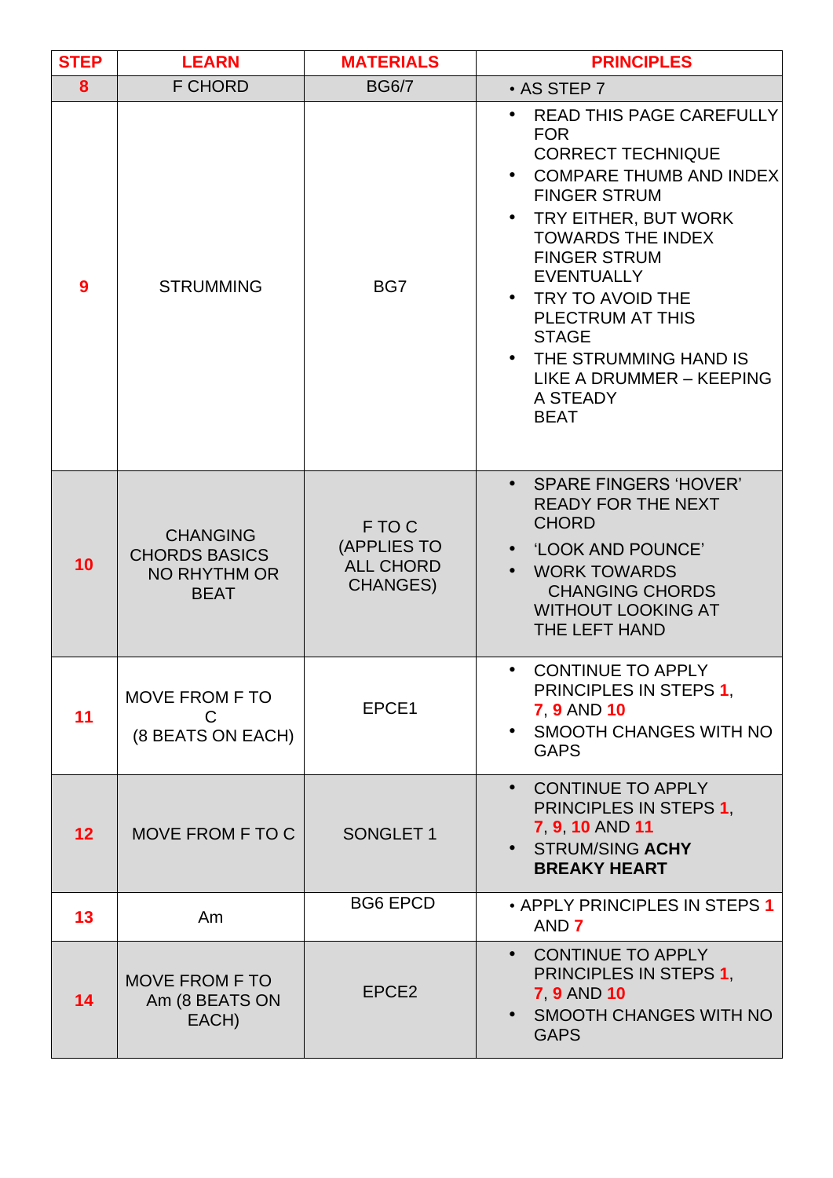| STEP | LEARN | MATERIALS | PRINCIPLES |
|---|---|---|---|
| 8 | F CHORD | BG6/7 | • AS STEP 7 |
| 9 | STRUMMING | BG7 | • READ THIS PAGE CAREFULLY FOR CORRECT TECHNIQUE<br>• COMPARE THUMB AND INDEX FINGER STRUM<br>• TRY EITHER, BUT WORK TOWARDS THE INDEX FINGER STRUM EVENTUALLY<br>• TRY TO AVOID THE PLECTRUM AT THIS STAGE<br>• THE STRUMMING HAND IS LIKE A DRUMMER – KEEPING A STEADY BEAT |
| 10 | CHANGING CHORDS BASICS NO RHYTHM OR BEAT | F TO C (APPLIES TO ALL CHORD CHANGES) | • SPARE FINGERS 'HOVER' READY FOR THE NEXT CHORD<br>• 'LOOK AND POUNCE'<br>• WORK TOWARDS CHANGING CHORDS WITHOUT LOOKING AT THE LEFT HAND |
| 11 | MOVE FROM F TO C (8 BEATS ON EACH) | EPCE1 | • CONTINUE TO APPLY PRINCIPLES IN STEPS 1, 7, 9 AND 10<br>• SMOOTH CHANGES WITH NO GAPS |
| 12 | MOVE FROM F TO C | SONGLET 1 | • CONTINUE TO APPLY PRINCIPLES IN STEPS 1, 7, 9, 10 AND 11<br>• STRUM/SING **ACHY BREAKY HEART** |
| 13 | Am | BG6 EPCD | • APPLY PRINCIPLES IN STEPS 1 AND 7 |
| 14 | MOVE FROM F TO Am (8 BEATS ON EACH) | EPCE2 | • CONTINUE TO APPLY PRINCIPLES IN STEPS 1, 7, 9 AND 10<br>• SMOOTH CHANGES WITH NO GAPS |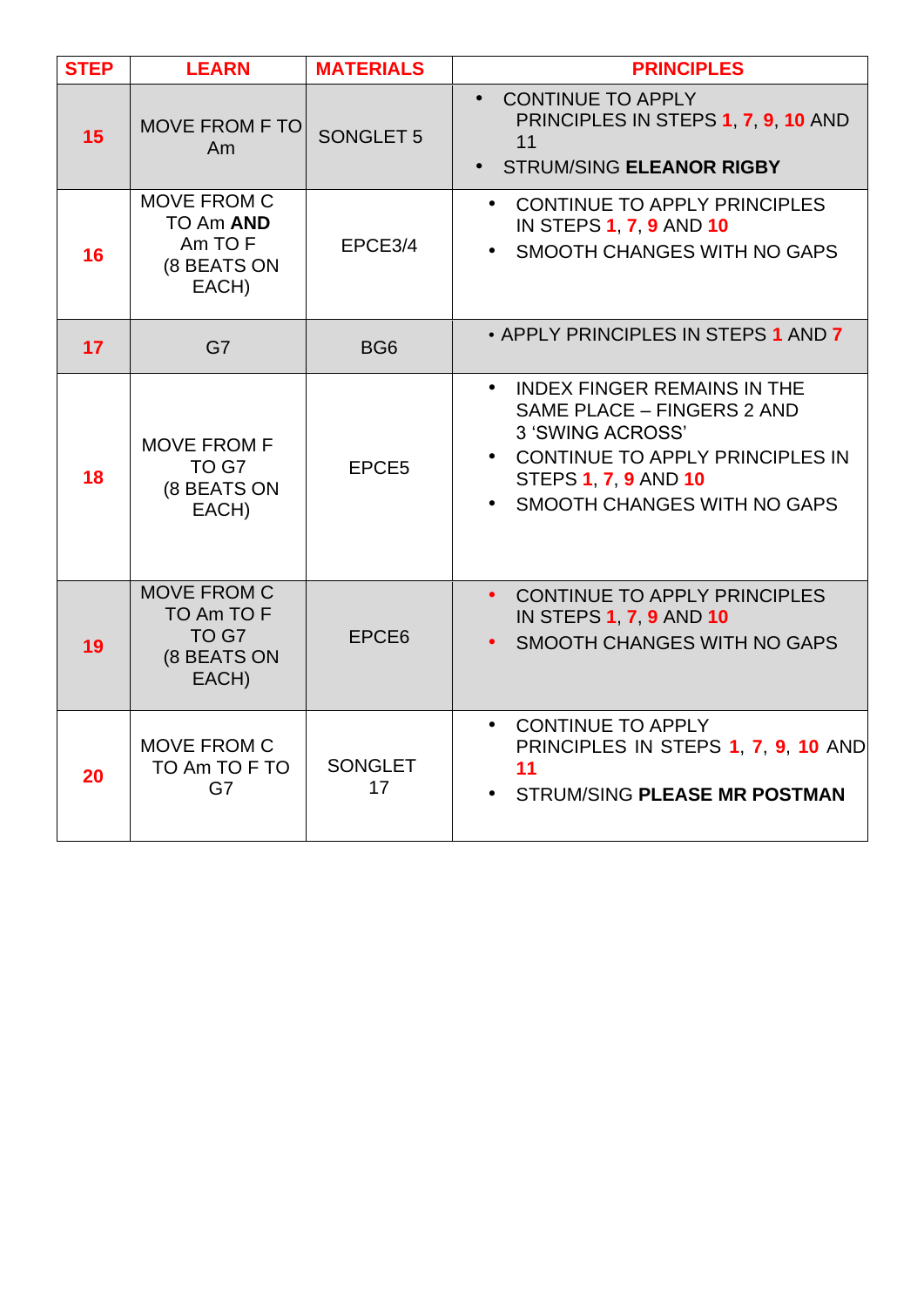| STEP | LEARN | MATERIALS | PRINCIPLES |
|---|---|---|---|
| 15 | MOVE FROM F TO Am | SONGLET 5 | • CONTINUE TO APPLY PRINCIPLES IN STEPS 1, 7, 9, 10 AND 11<br>• STRUM/SING **ELEANOR RIGBY** |
| 16 | MOVE FROM C TO Am **AND** Am TO F (8 BEATS ON EACH) | EPCE3/4 | • CONTINUE TO APPLY PRINCIPLES IN STEPS 1, 7, 9 AND 10<br>• SMOOTH CHANGES WITH NO GAPS |
| 17 | G7 | BG6 | • APPLY PRINCIPLES IN STEPS 1 AND 7 |
| 18 | MOVE FROM F TO G7 (8 BEATS ON EACH) | EPCE5 | • INDEX FINGER REMAINS IN THE SAME PLACE – FINGERS 2 AND 3 'SWING ACROSS'<br>• CONTINUE TO APPLY PRINCIPLES IN STEPS 1, 7, 9 AND 10<br>• SMOOTH CHANGES WITH NO GAPS |
| 19 | MOVE FROM C TO Am TO F TO G7 (8 BEATS ON EACH) | EPCE6 | • CONTINUE TO APPLY PRINCIPLES IN STEPS 1, 7, 9 AND 10<br>• SMOOTH CHANGES WITH NO GAPS |
| 20 | MOVE FROM C TO Am TO F TO G7 | SONGLET 17 | • CONTINUE TO APPLY PRINCIPLES IN STEPS 1, 7, 9, 10 AND 11<br>• STRUM/SING **PLEASE MR POSTMAN** |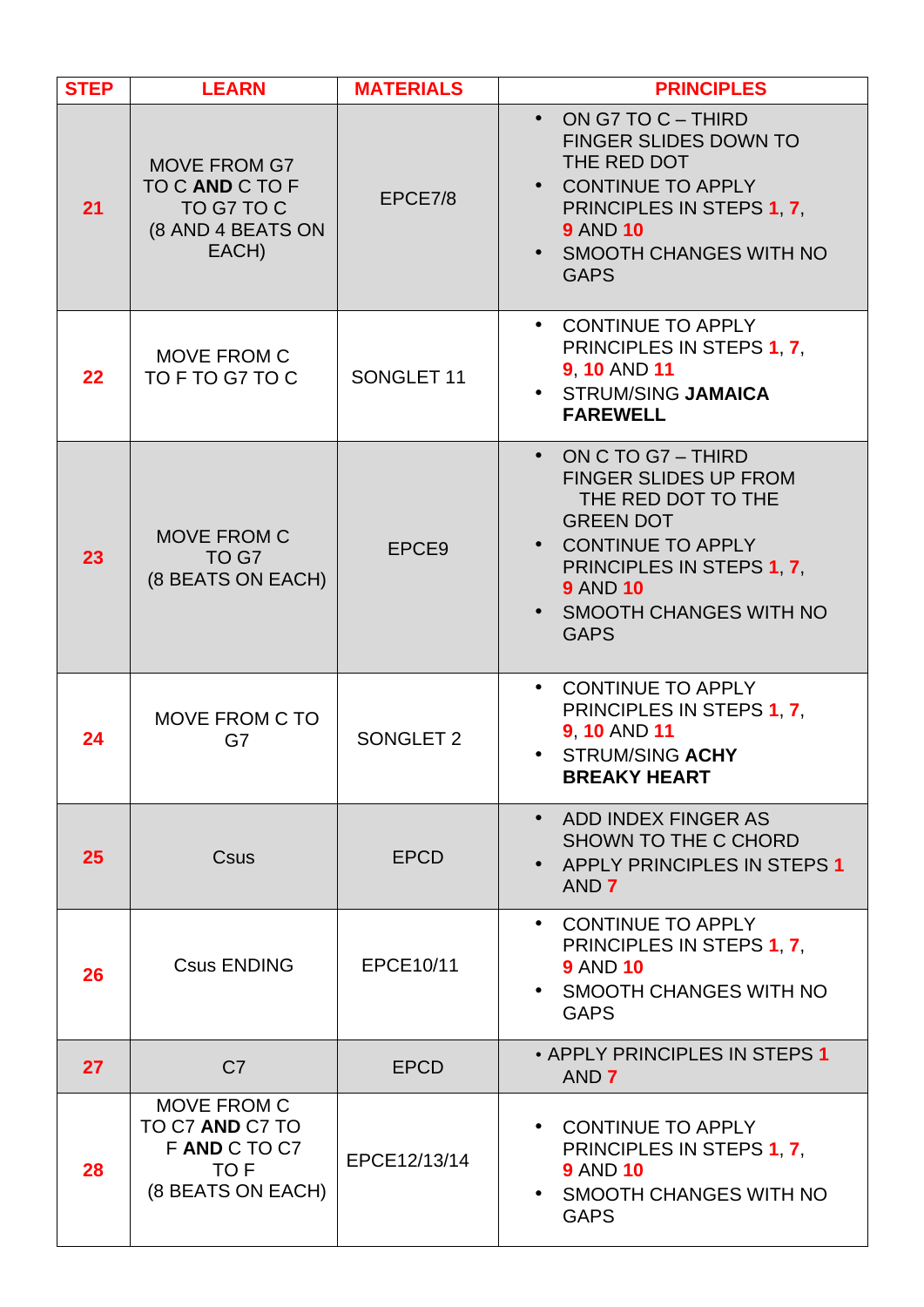| STEP | LEARN | MATERIALS | PRINCIPLES |
| --- | --- | --- | --- |
| 21 | MOVE FROM G7 TO C **AND** C TO F TO G7 TO C (8 AND 4 BEATS ON EACH) | EPCE7/8 | • ON G7 TO C – THIRD FINGER SLIDES DOWN TO THE RED DOT<br>• CONTINUE TO APPLY PRINCIPLES IN STEPS 1, 7, 9 AND 10<br>• SMOOTH CHANGES WITH NO GAPS |
| 22 | MOVE FROM C TO F TO G7 TO C | SONGLET 11 | • CONTINUE TO APPLY PRINCIPLES IN STEPS 1, 7, 9, 10 AND 11<br>• STRUM/SING **JAMAICA FAREWELL** |
| 23 | MOVE FROM C TO G7 (8 BEATS ON EACH) | EPCE9 | • ON C TO G7 – THIRD FINGER SLIDES UP FROM THE RED DOT TO THE GREEN DOT<br>• CONTINUE TO APPLY PRINCIPLES IN STEPS 1, 7, 9 AND 10<br>• SMOOTH CHANGES WITH NO GAPS |
| 24 | MOVE FROM C TO G7 | SONGLET 2 | • CONTINUE TO APPLY PRINCIPLES IN STEPS 1, 7, 9, 10 AND 11<br>• STRUM/SING **ACHY BREAKY HEART** |
| 25 | Csus | EPCD | • ADD INDEX FINGER AS SHOWN TO THE C CHORD<br>• APPLY PRINCIPLES IN STEPS 1 AND 7 |
| 26 | Csus ENDING | EPCE10/11 | • CONTINUE TO APPLY PRINCIPLES IN STEPS 1, 7, 9 AND 10<br>• SMOOTH CHANGES WITH NO GAPS |
| 27 | C7 | EPCD | • APPLY PRINCIPLES IN STEPS 1 AND 7 |
| 28 | MOVE FROM C TO C7 **AND** C7 TO F **AND** C TO C7 TO F (8 BEATS ON EACH) | EPCE12/13/14 | • CONTINUE TO APPLY PRINCIPLES IN STEPS 1, 7, 9 AND 10<br>• SMOOTH CHANGES WITH NO GAPS |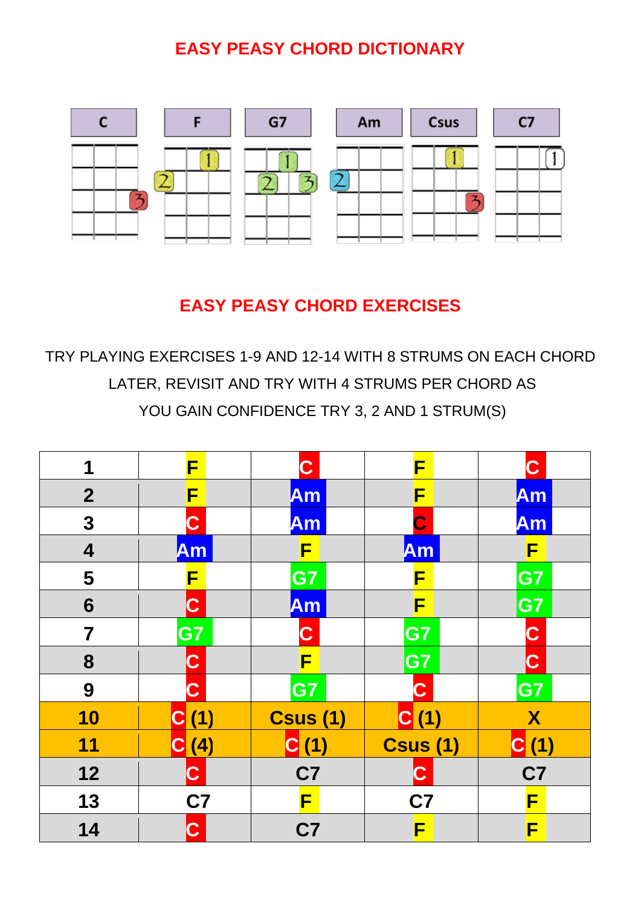# EASY PEASY CHORD DICTIONARY

| C | F | G7 | Am | Csus | C7 |
|---|---|---|---|---|---|

# EASY PEASY CHORD EXERCISES

TRY PLAYING EXERCISES 1-9 AND 12-14 WITH 8 STRUMS ON EACH CHORD

LATER, REVISIT AND TRY WITH 4 STRUMS PER CHORD AS

YOU GAIN CONFIDENCE TRY 3, 2 AND 1 STRUM(S)

| | | | | |
|---|---|---|---|---|
| **1** | **F** | **C** | **F** | **C** |
| **2** | **F** | **Am** | **F** | **Am** |
| **3** | **C** | **Am** | **C** | **Am** |
| **4** | **Am** | **F** | **Am** | **F** |
| **5** | **F** | **G7** | **F** | **G7** |
| **6** | **C** | **Am** | **F** | **G7** |
| **7** | **G7** | **C** | **G7** | **C** |
| **8** | **C** | **F** | **G7** | **C** |
| **9** | **C** | **G7** | **C** | **G7** |
| **10** | **C (1)** | **Csus (1)** | **C (1)** | **X** |
| **11** | **C (4)** | **C (1)** | **Csus (1)** | **C (1)** |
| **12** | **C** | **C7** | **C** | **C7** |
| **13** | **C7** | **F** | **C7** | **F** |
| **14** | **C** | **C7** | **F** | **F** |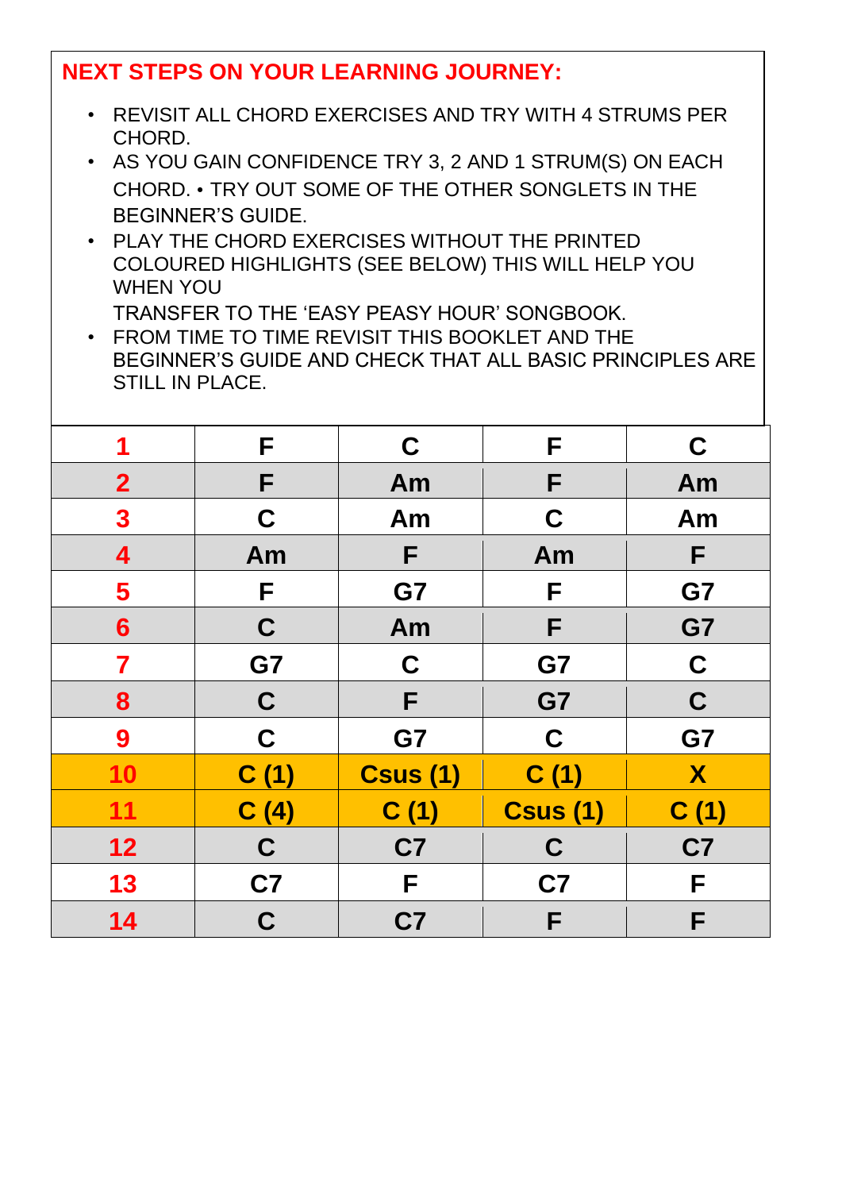## NEXT STEPS ON YOUR LEARNING JOURNEY:

- REVISIT ALL CHORD EXERCISES AND TRY WITH 4 STRUMS PER CHORD.
- AS YOU GAIN CONFIDENCE TRY 3, 2 AND 1 STRUM(S) ON EACH CHORD. • TRY OUT SOME OF THE OTHER SONGLETS IN THE BEGINNER'S GUIDE.
- PLAY THE CHORD EXERCISES WITHOUT THE PRINTED COLOURED HIGHLIGHTS (SEE BELOW) THIS WILL HELP YOU WHEN YOU
  TRANSFER TO THE 'EASY PEASY HOUR' SONGBOOK.
- FROM TIME TO TIME REVISIT THIS BOOKLET AND THE BEGINNER'S GUIDE AND CHECK THAT ALL BASIC PRINCIPLES ARE STILL IN PLACE.

| | | | | |
|---|---|---|---|---|
| **1** | **F** | **C** | **F** | **C** |
| **2** | **F** | **Am** | **F** | **Am** |
| **3** | **C** | **Am** | **C** | **Am** |
| **4** | **Am** | **F** | **Am** | **F** |
| **5** | **F** | **G7** | **F** | **G7** |
| **6** | **C** | **Am** | **F** | **G7** |
| **7** | **G7** | **C** | **G7** | **C** |
| **8** | **C** | **F** | **G7** | **C** |
| **9** | **C** | **G7** | **C** | **G7** |
| **10** | **C (1)** | **Csus (1)** | **C (1)** | **X** |
| **11** | **C (4)** | **C (1)** | **Csus (1)** | **C (1)** |
| **12** | **C** | **C7** | **C** | **C7** |
| **13** | **C7** | **F** | **C7** | **F** |
| **14** | **C** | **C7** | **F** | **F** |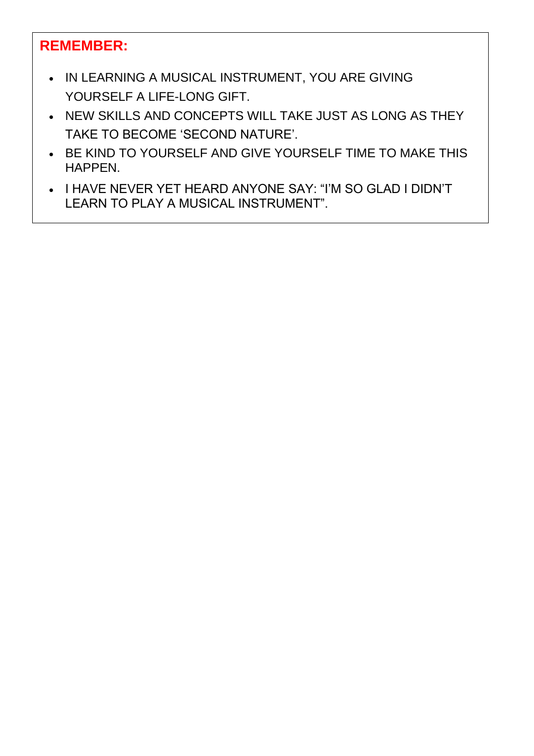**REMEMBER:**

- IN LEARNING A MUSICAL INSTRUMENT, YOU ARE GIVING YOURSELF A LIFE-LONG GIFT.
- NEW SKILLS AND CONCEPTS WILL TAKE JUST AS LONG AS THEY TAKE TO BECOME 'SECOND NATURE'.
- BE KIND TO YOURSELF AND GIVE YOURSELF TIME TO MAKE THIS HAPPEN.
- I HAVE NEVER YET HEARD ANYONE SAY: "I'M SO GLAD I DIDN'T LEARN TO PLAY A MUSICAL INSTRUMENT".